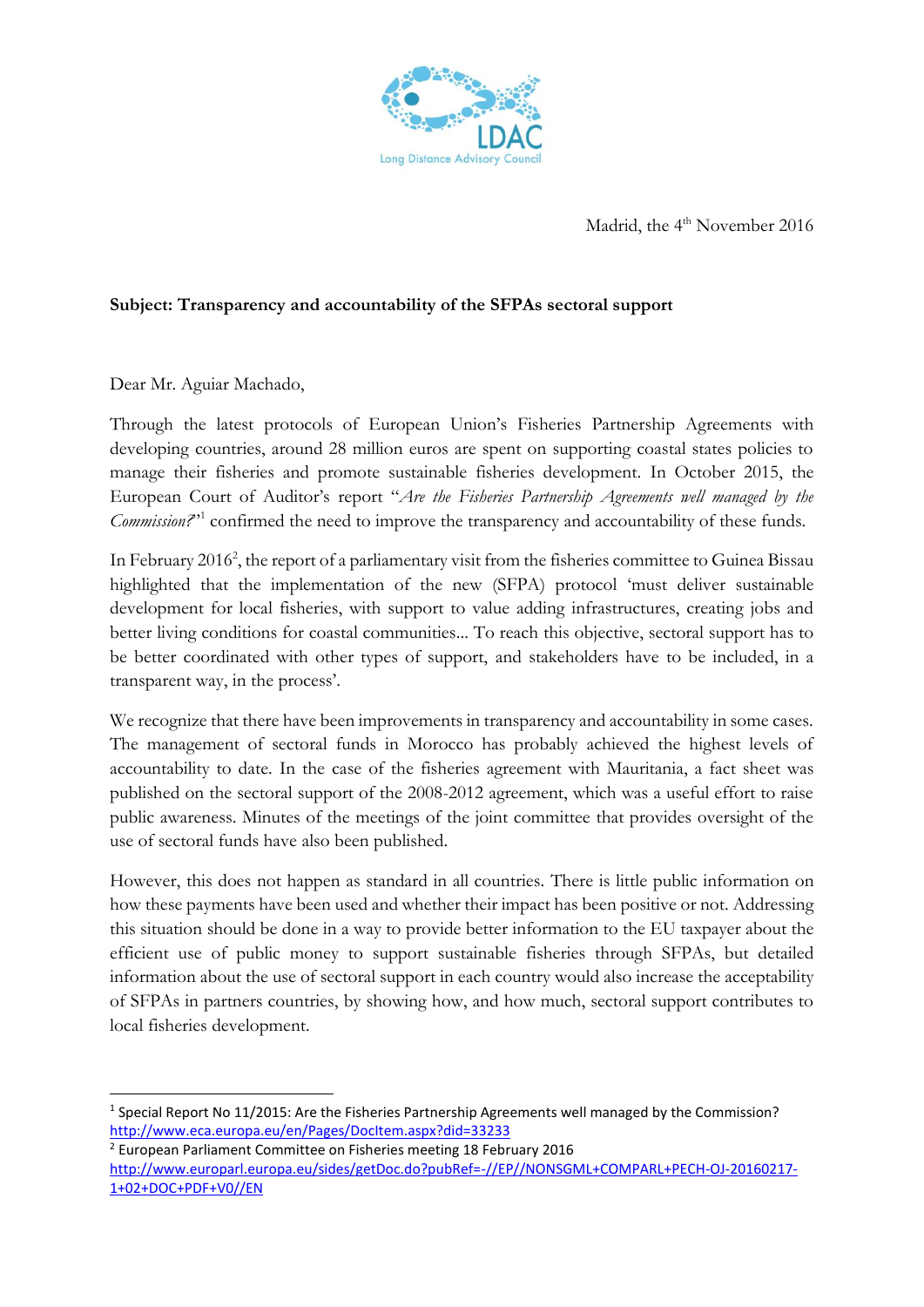LDAC
Long Distance Advisory Council

Madrid, the 4th November 2016

**Subject: Transparency and accountability of the SFPAs sectoral support**

Dear Mr. Aguiar Machado,

Through the latest protocols of European Union's Fisheries Partnership Agreements with developing countries, around 28 million euros are spent on supporting coastal states policies to manage their fisheries and promote sustainable fisheries development. In October 2015, the European Court of Auditor's report "*Are the Fisheries Partnership Agreements well managed by the Commission?*"[1] confirmed the need to improve the transparency and accountability of these funds.

In February 2016[2], the report of a parliamentary visit from the fisheries committee to Guinea Bissau highlighted that the implementation of the new (SFPA) protocol 'must deliver sustainable development for local fisheries, with support to value adding infrastructures, creating jobs and better living conditions for coastal communities... To reach this objective, sectoral support has to be better coordinated with other types of support, and stakeholders have to be included, in a transparent way, in the process'.

We recognize that there have been improvements in transparency and accountability in some cases. The management of sectoral funds in Morocco has probably achieved the highest levels of accountability to date. In the case of the fisheries agreement with Mauritania, a fact sheet was published on the sectoral support of the 2008-2012 agreement, which was a useful effort to raise public awareness. Minutes of the meetings of the joint committee that provides oversight of the use of sectoral funds have also been published.

However, this does not happen as standard in all countries. There is little public information on how these payments have been used and whether their impact has been positive or not. Addressing this situation should be done in a way to provide better information to the EU taxpayer about the efficient use of public money to support sustainable fisheries through SFPAs, but detailed information about the use of sectoral support in each country would also increase the acceptability of SFPAs in partners countries, by showing how, and how much, sectoral support contributes to local fisheries development.

---

[1] Special Report No 11/2015: Are the Fisheries Partnership Agreements well managed by the Commission? http://www.eca.europa.eu/en/Pages/DocItem.aspx?did=33233

[2] European Parliament Committee on Fisheries meeting 18 February 2016 http://www.europarl.europa.eu/sides/getDoc.do?pubRef=-//EP//NONSGML+COMPARL+PECH-OJ-20160217-1+02+DOC+PDF+V0//EN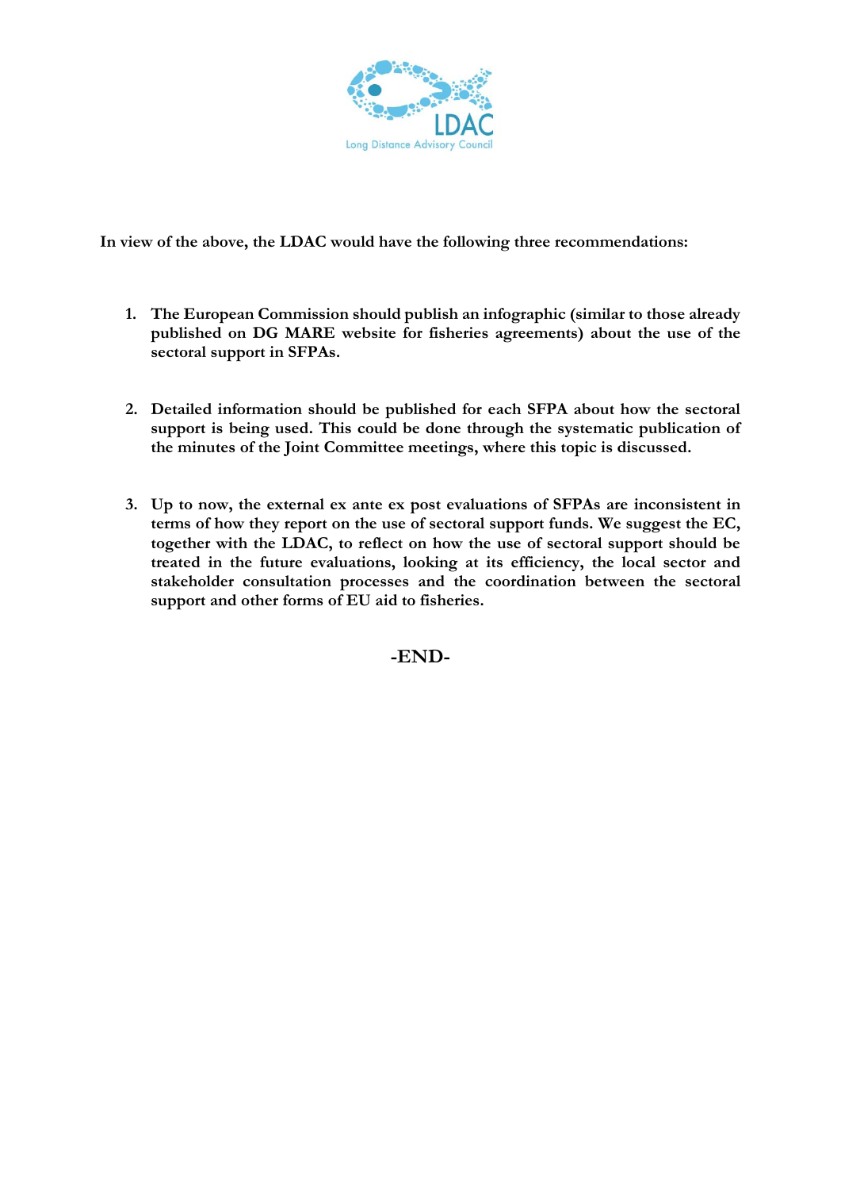**In view of the above, the LDAC would have the following three recommendations:**

1. **The European Commission should publish an infographic (similar to those already published on DG MARE website for fisheries agreements) about the use of the sectoral support in SFPAs.**

2. **Detailed information should be published for each SFPA about how the sectoral support is being used. This could be done through the systematic publication of the minutes of the Joint Committee meetings, where this topic is discussed.**

3. **Up to now, the external ex ante ex post evaluations of SFPAs are inconsistent in terms of how they report on the use of sectoral support funds. We suggest the EC, together with the LDAC, to reflect on how the use of sectoral support should be treated in the future evaluations, looking at its efficiency, the local sector and stakeholder consultation processes and the coordination between the sectoral support and other forms of EU aid to fisheries.**

**-END-**